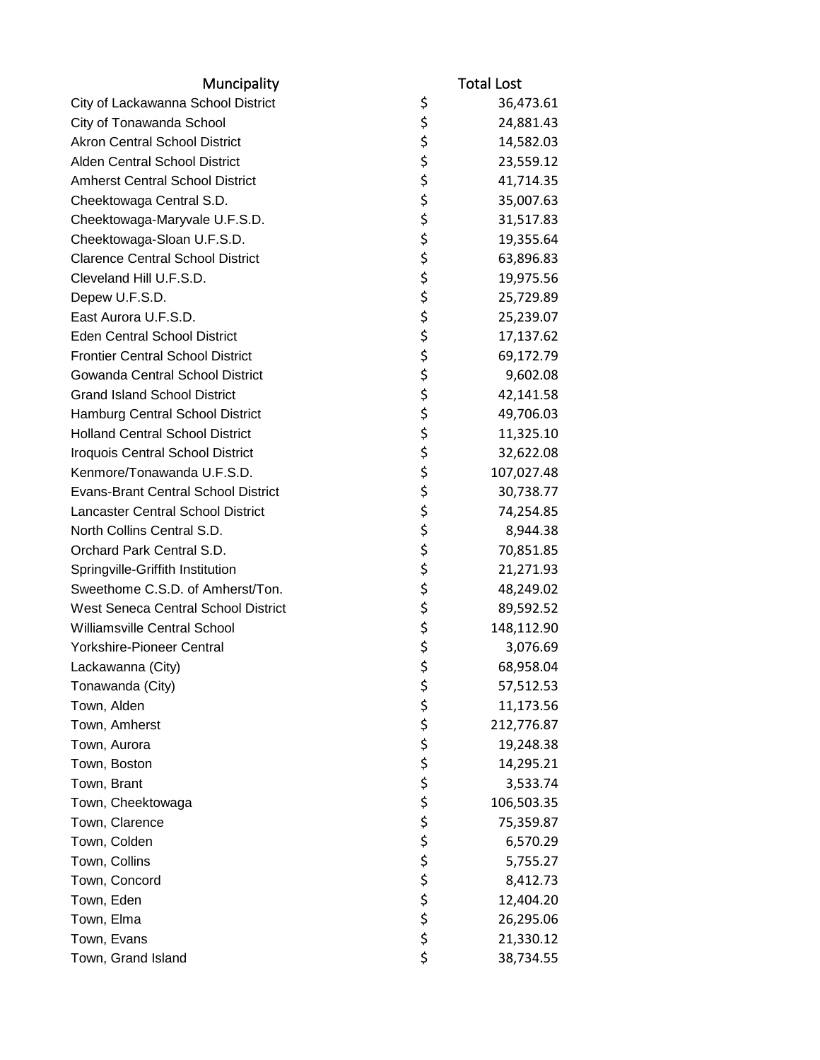| Muncipality | Total Lost |
|---|---|
| City of Lackawanna School District | $ 36,473.61 |
| City of Tonawanda School | $ 24,881.43 |
| Akron Central School District | $ 14,582.03 |
| Alden Central School District | $ 23,559.12 |
| Amherst Central School District | $ 41,714.35 |
| Cheektowaga Central S.D. | $ 35,007.63 |
| Cheektowaga-Maryvale U.F.S.D. | $ 31,517.83 |
| Cheektowaga-Sloan U.F.S.D. | $ 19,355.64 |
| Clarence Central School District | $ 63,896.83 |
| Cleveland Hill U.F.S.D. | $ 19,975.56 |
| Depew U.F.S.D. | $ 25,729.89 |
| East Aurora U.F.S.D. | $ 25,239.07 |
| Eden Central School District | $ 17,137.62 |
| Frontier Central School District | $ 69,172.79 |
| Gowanda Central School District | $ 9,602.08 |
| Grand Island School District | $ 42,141.58 |
| Hamburg Central School District | $ 49,706.03 |
| Holland Central School District | $ 11,325.10 |
| Iroquois Central School District | $ 32,622.08 |
| Kenmore/Tonawanda U.F.S.D. | $ 107,027.48 |
| Evans-Brant Central School District | $ 30,738.77 |
| Lancaster Central School District | $ 74,254.85 |
| North Collins Central S.D. | $ 8,944.38 |
| Orchard Park Central S.D. | $ 70,851.85 |
| Springville-Griffith Institution | $ 21,271.93 |
| Sweethome C.S.D. of Amherst/Ton. | $ 48,249.02 |
| West Seneca Central School District | $ 89,592.52 |
| Williamsville Central School | $ 148,112.90 |
| Yorkshire-Pioneer Central | $ 3,076.69 |
| Lackawanna (City) | $ 68,958.04 |
| Tonawanda (City) | $ 57,512.53 |
| Town, Alden | $ 11,173.56 |
| Town, Amherst | $ 212,776.87 |
| Town, Aurora | $ 19,248.38 |
| Town, Boston | $ 14,295.21 |
| Town, Brant | $ 3,533.74 |
| Town, Cheektowaga | $ 106,503.35 |
| Town, Clarence | $ 75,359.87 |
| Town, Colden | $ 6,570.29 |
| Town, Collins | $ 5,755.27 |
| Town, Concord | $ 8,412.73 |
| Town, Eden | $ 12,404.20 |
| Town, Elma | $ 26,295.06 |
| Town, Evans | $ 21,330.12 |
| Town, Grand Island | $ 38,734.55 |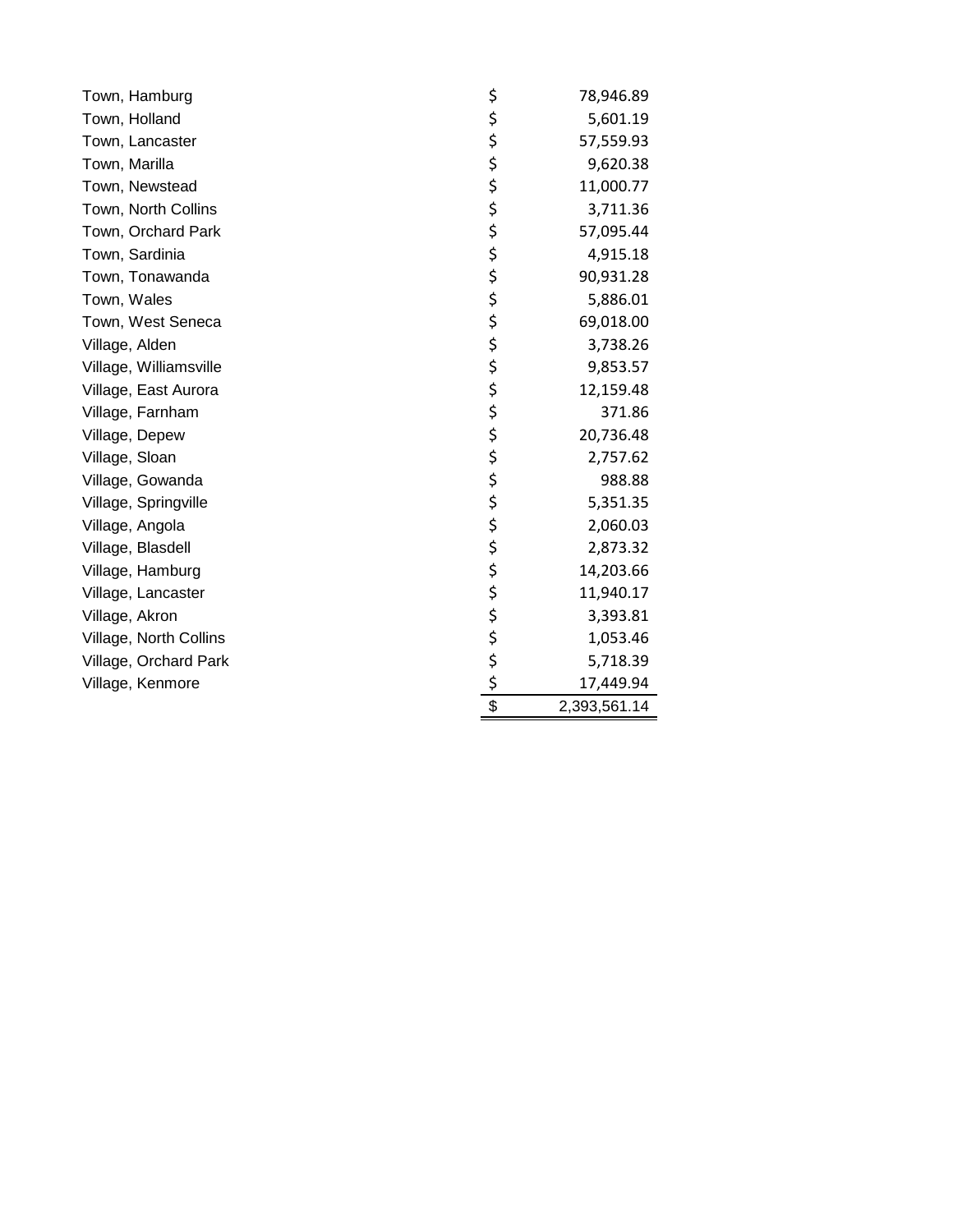| | | |
|---|---|---|
| Town, Hamburg | $ | 78,946.89 |
| Town, Holland | $ | 5,601.19 |
| Town, Lancaster | $ | 57,559.93 |
| Town, Marilla | $ | 9,620.38 |
| Town, Newstead | $ | 11,000.77 |
| Town, North Collins | $ | 3,711.36 |
| Town, Orchard Park | $ | 57,095.44 |
| Town, Sardinia | $ | 4,915.18 |
| Town, Tonawanda | $ | 90,931.28 |
| Town, Wales | $ | 5,886.01 |
| Town, West Seneca | $ | 69,018.00 |
| Village, Alden | $ | 3,738.26 |
| Village, Williamsville | $ | 9,853.57 |
| Village, East Aurora | $ | 12,159.48 |
| Village, Farnham | $ | 371.86 |
| Village, Depew | $ | 20,736.48 |
| Village, Sloan | $ | 2,757.62 |
| Village, Gowanda | $ | 988.88 |
| Village, Springville | $ | 5,351.35 |
| Village, Angola | $ | 2,060.03 |
| Village, Blasdell | $ | 2,873.32 |
| Village, Hamburg | $ | 14,203.66 |
| Village, Lancaster | $ | 11,940.17 |
| Village, Akron | $ | 3,393.81 |
| Village, North Collins | $ | 1,053.46 |
| Village, Orchard Park | $ | 5,718.39 |
| Village, Kenmore | $ | 17,449.94 |
| | $ | 2,393,561.14 |